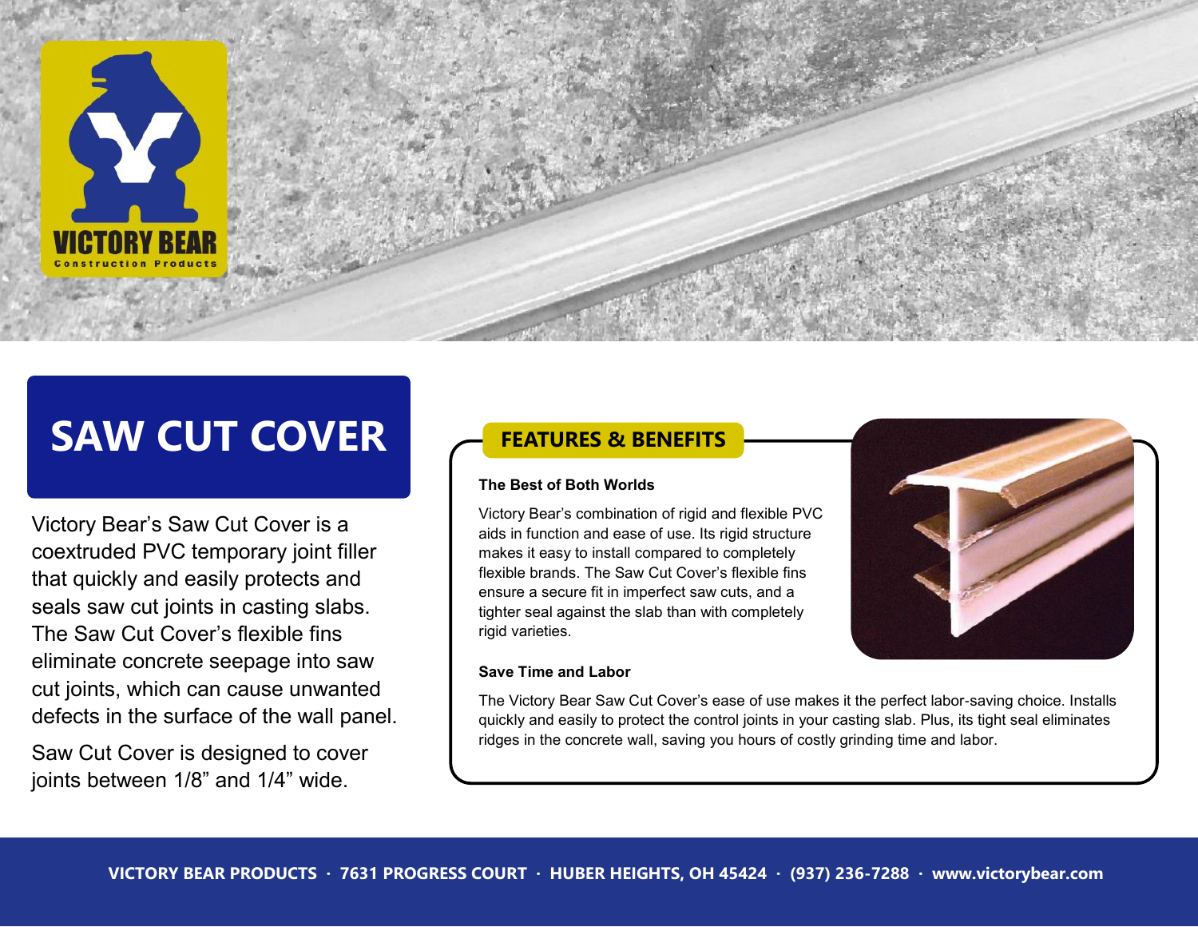VICTORY BEAR
Construction Products

# SAW CUT COVER

Victory Bear's Saw Cut Cover is a coextruded PVC temporary joint filler that quickly and easily protects and seals saw cut joints in casting slabs. The Saw Cut Cover's flexible fins eliminate concrete seepage into saw cut joints, which can cause unwanted defects in the surface of the wall panel.

Saw Cut Cover is designed to cover joints between 1/8" and 1/4" wide.

## FEATURES & BENEFITS

**The Best of Both Worlds**

Victory Bear's combination of rigid and flexible PVC aids in function and ease of use. Its rigid structure makes it easy to install compared to completely flexible brands. The Saw Cut Cover's flexible fins ensure a secure fit in imperfect saw cuts, and a tighter seal against the slab than with completely rigid varieties.

**Save Time and Labor**

The Victory Bear Saw Cut Cover's ease of use makes it the perfect labor-saving choice. Installs quickly and easily to protect the control joints in your casting slab. Plus, its tight seal eliminates ridges in the concrete wall, saving you hours of costly grinding time and labor.

**VICTORY BEAR PRODUCTS · 7631 PROGRESS COURT · HUBER HEIGHTS, OH 45424 · (937) 236-7288 · www.victorybear.com**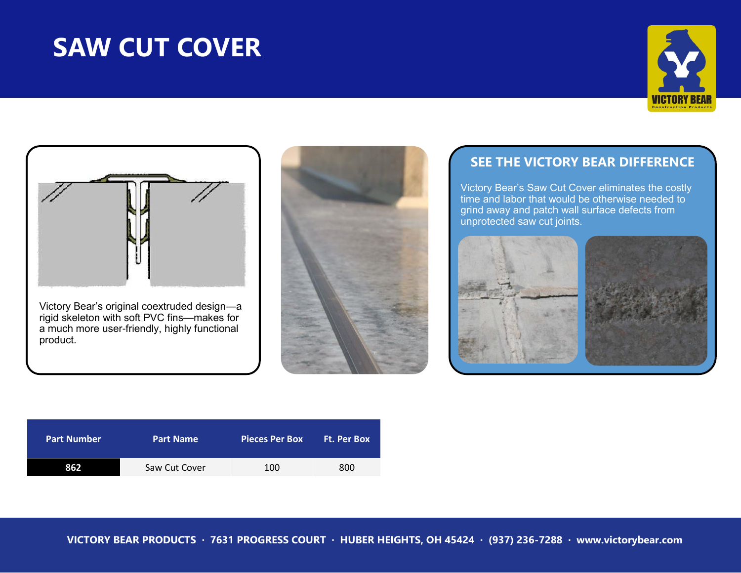# SAW CUT COVER

Victory Bear's original coextruded design—a rigid skeleton with soft PVC fins—makes for a much more user-friendly, highly functional product.

## SEE THE VICTORY BEAR DIFFERENCE

Victory Bear's Saw Cut Cover eliminates the costly time and labor that would be otherwise needed to grind away and patch wall surface defects from unprotected saw cut joints.

| Part Number | Part Name | Pieces Per Box | Ft. Per Box |
|---|---|---|---|
| **862** | Saw Cut Cover | 100 | 800 |

**VICTORY BEAR PRODUCTS · 7631 PROGRESS COURT · HUBER HEIGHTS, OH 45424 · (937) 236-7288 · www.victorybear.com**